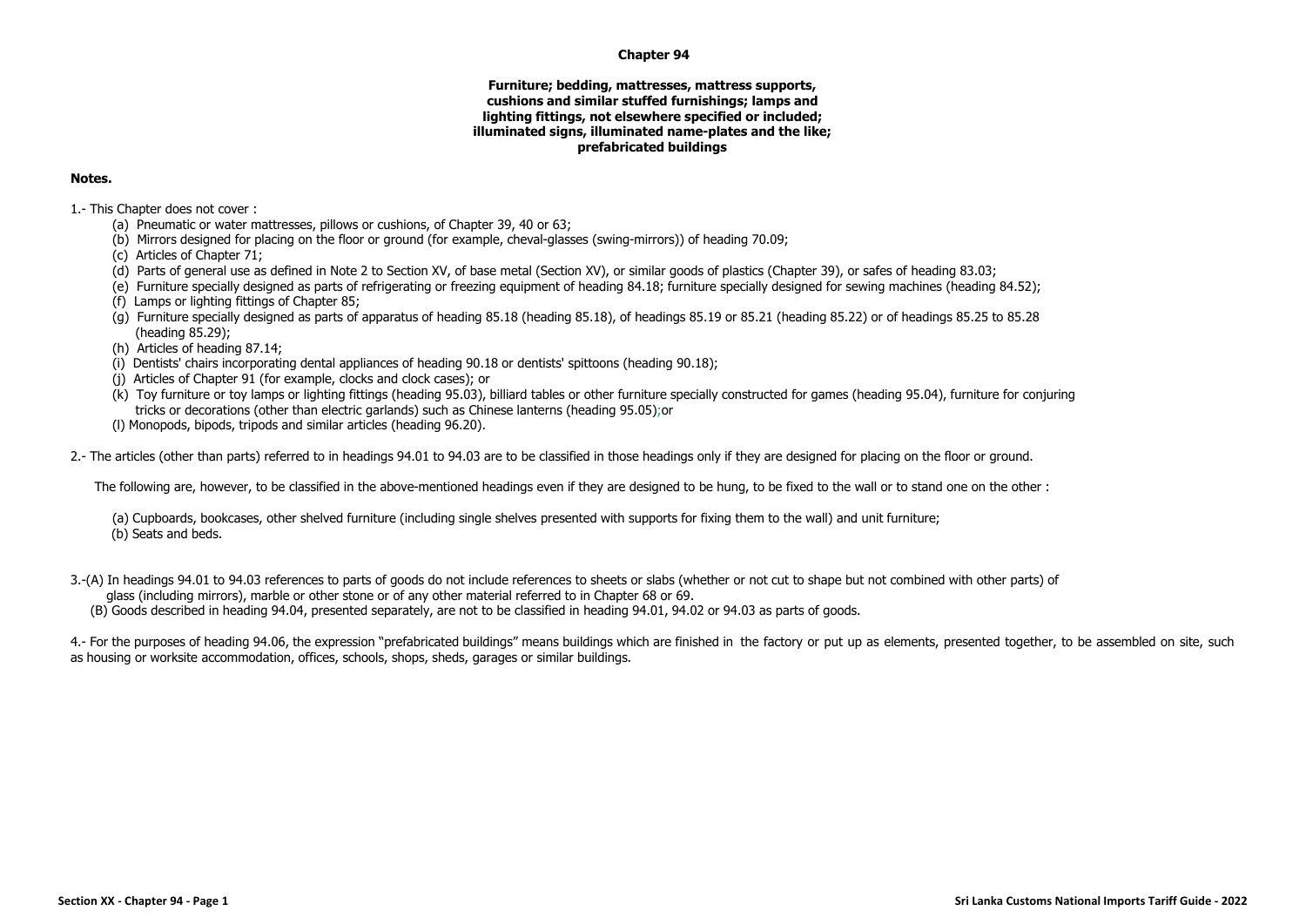# Chapter 94

## Furniture; bedding, mattresses, mattress supports, cushions and similar stuffed furnishings; lamps and lighting fittings, not elsewhere specified or included; illuminated signs, illuminated name-plates and the like; prefabricated buildings

**Notes.**

1.- This Chapter does not cover :

- (a) Pneumatic or water mattresses, pillows or cushions, of Chapter 39, 40 or 63;
- (b) Mirrors designed for placing on the floor or ground (for example, cheval-glasses (swing-mirrors)) of heading 70.09;
- (c) Articles of Chapter 71;
- (d) Parts of general use as defined in Note 2 to Section XV, of base metal (Section XV), or similar goods of plastics (Chapter 39), or safes of heading 83.03;
- (e) Furniture specially designed as parts of refrigerating or freezing equipment of heading 84.18; furniture specially designed for sewing machines (heading 84.52);
- (f) Lamps or lighting fittings of Chapter 85;
- (g) Furniture specially designed as parts of apparatus of heading 85.18 (heading 85.18), of headings 85.19 or 85.21 (heading 85.22) or of headings 85.25 to 85.28 (heading 85.29);
- (h) Articles of heading 87.14;
- (i) Dentists' chairs incorporating dental appliances of heading 90.18 or dentists' spittoons (heading 90.18);
- (j) Articles of Chapter 91 (for example, clocks and clock cases); or
- (k) Toy furniture or toy lamps or lighting fittings (heading 95.03), billiard tables or other furniture specially constructed for games (heading 95.04), furniture for conjuring tricks or decorations (other than electric garlands) such as Chinese lanterns (heading 95.05);or
- (l) Monopods, bipods, tripods and similar articles (heading 96.20).

2.- The articles (other than parts) referred to in headings 94.01 to 94.03 are to be classified in those headings only if they are designed for placing on the floor or ground.

The following are, however, to be classified in the above-mentioned headings even if they are designed to be hung, to be fixed to the wall or to stand one on the other :

- (a) Cupboards, bookcases, other shelved furniture (including single shelves presented with supports for fixing them to the wall) and unit furniture;
- (b) Seats and beds.

3.-(A) In headings 94.01 to 94.03 references to parts of goods do not include references to sheets or slabs (whether or not cut to shape but not combined with other parts) of glass (including mirrors), marble or other stone or of any other material referred to in Chapter 68 or 69.

(B) Goods described in heading 94.04, presented separately, are not to be classified in heading 94.01, 94.02 or 94.03 as parts of goods.

4.- For the purposes of heading 94.06, the expression "prefabricated buildings" means buildings which are finished in the factory or put up as elements, presented together, to be assembled on site, such as housing or worksite accommodation, offices, schools, shops, sheds, garages or similar buildings.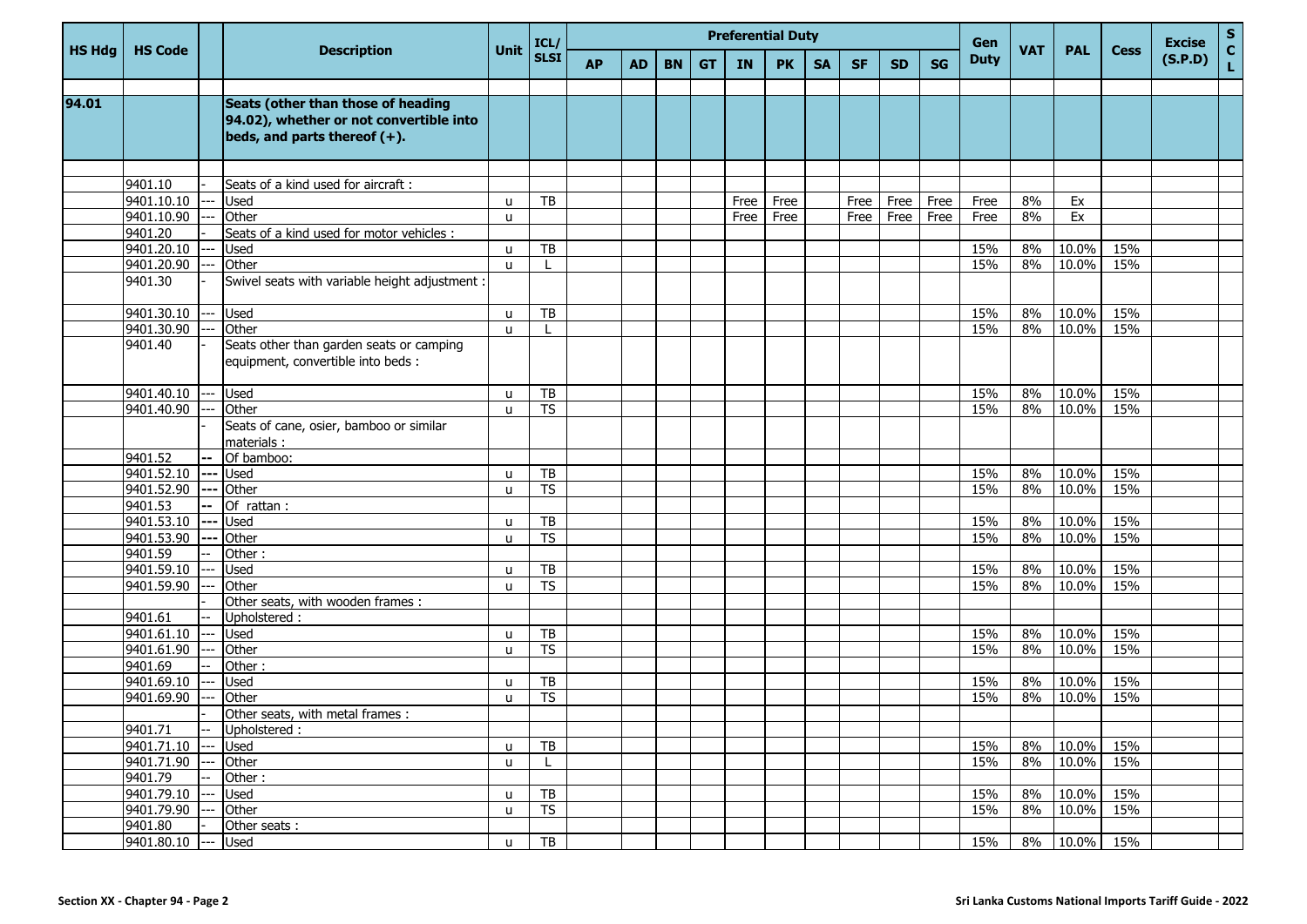| HS Hdg | HS Code | | Description | Unit | ICL/ SLSI | Preferential Duty | | | | | | | | | | Gen Duty | VAT | PAL | Cess | Excise (S.P.D) | S C L |
|---|---|---|---|---|---|---|---|---|---|---|---|---|---|---|---|---|---|---|---|---|---|
| | | | | | | AP | AD | BN | GT | IN | PK | SA | SF | SD | SG | | | | | | |
| 94.01 | | | **Seats (other than those of heading 94.02), whether or not convertible into beds, and parts thereof (+).** | | | | | | | | | | | | | | | | | | |
| | 9401.10 | - | Seats of a kind used for aircraft : | | | | | | | | | | | | | | | | | | |
| | 9401.10.10 | --- | Used | u | TB | | | | | Free | Free | | Free | Free | Free | Free | 8% | Ex | | | |
| | 9401.10.90 | --- | Other | u | | | | | | Free | Free | | Free | Free | Free | Free | 8% | Ex | | | |
| | 9401.20 | - | Seats of a kind used for motor vehicles : | | | | | | | | | | | | | | | | | | |
| | 9401.20.10 | --- | Used | u | TB | | | | | | | | | | | 15% | 8% | 10.0% | 15% | | |
| | 9401.20.90 | --- | Other | u | L | | | | | | | | | | | 15% | 8% | 10.0% | 15% | | |
| | 9401.30 | - | Swivel seats with variable height adjustment : | | | | | | | | | | | | | | | | | | |
| | 9401.30.10 | --- | Used | u | TB | | | | | | | | | | | 15% | 8% | 10.0% | 15% | | |
| | 9401.30.90 | --- | Other | u | L | | | | | | | | | | | 15% | 8% | 10.0% | 15% | | |
| | 9401.40 | - | Seats other than garden seats or camping equipment, convertible into beds : | | | | | | | | | | | | | | | | | | |
| | 9401.40.10 | --- | Used | u | TB | | | | | | | | | | | 15% | 8% | 10.0% | 15% | | |
| | 9401.40.90 | --- | Other | u | TS | | | | | | | | | | | 15% | 8% | 10.0% | 15% | | |
| | | - | Seats of cane, osier, bamboo or similar materials : | | | | | | | | | | | | | | | | | | |
| | 9401.52 | -- | Of bamboo: | | | | | | | | | | | | | | | | | | |
| | 9401.52.10 | --- | Used | u | TB | | | | | | | | | | | 15% | 8% | 10.0% | 15% | | |
| | 9401.52.90 | --- | Other | u | TS | | | | | | | | | | | 15% | 8% | 10.0% | 15% | | |
| | 9401.53 | -- | Of rattan : | | | | | | | | | | | | | | | | | | |
| | 9401.53.10 | --- | Used | u | TB | | | | | | | | | | | 15% | 8% | 10.0% | 15% | | |
| | 9401.53.90 | --- | Other | u | TS | | | | | | | | | | | 15% | 8% | 10.0% | 15% | | |
| | 9401.59 | -- | Other : | | | | | | | | | | | | | | | | | | |
| | 9401.59.10 | --- | Used | u | TB | | | | | | | | | | | 15% | 8% | 10.0% | 15% | | |
| | 9401.59.90 | --- | Other | u | TS | | | | | | | | | | | 15% | 8% | 10.0% | 15% | | |
| | | - | Other seats, with wooden frames : | | | | | | | | | | | | | | | | | | |
| | 9401.61 | -- | Upholstered : | | | | | | | | | | | | | | | | | | |
| | 9401.61.10 | --- | Used | u | TB | | | | | | | | | | | 15% | 8% | 10.0% | 15% | | |
| | 9401.61.90 | --- | Other | u | TS | | | | | | | | | | | 15% | 8% | 10.0% | 15% | | |
| | 9401.69 | -- | Other : | | | | | | | | | | | | | | | | | | |
| | 9401.69.10 | --- | Used | u | TB | | | | | | | | | | | 15% | 8% | 10.0% | 15% | | |
| | 9401.69.90 | --- | Other | u | TS | | | | | | | | | | | 15% | 8% | 10.0% | 15% | | |
| | | - | Other seats, with metal frames : | | | | | | | | | | | | | | | | | | |
| | 9401.71 | -- | Upholstered : | | | | | | | | | | | | | | | | | | |
| | 9401.71.10 | --- | Used | u | TB | | | | | | | | | | | 15% | 8% | 10.0% | 15% | | |
| | 9401.71.90 | --- | Other | u | L | | | | | | | | | | | 15% | 8% | 10.0% | 15% | | |
| | 9401.79 | -- | Other : | | | | | | | | | | | | | | | | | | |
| | 9401.79.10 | --- | Used | u | TB | | | | | | | | | | | 15% | 8% | 10.0% | 15% | | |
| | 9401.79.90 | --- | Other | u | TS | | | | | | | | | | | 15% | 8% | 10.0% | 15% | | |
| | 9401.80 | - | Other seats : | | | | | | | | | | | | | | | | | | |
| | 9401.80.10 | --- | Used | u | TB | | | | | | | | | | | 15% | 8% | 10.0% | 15% | | |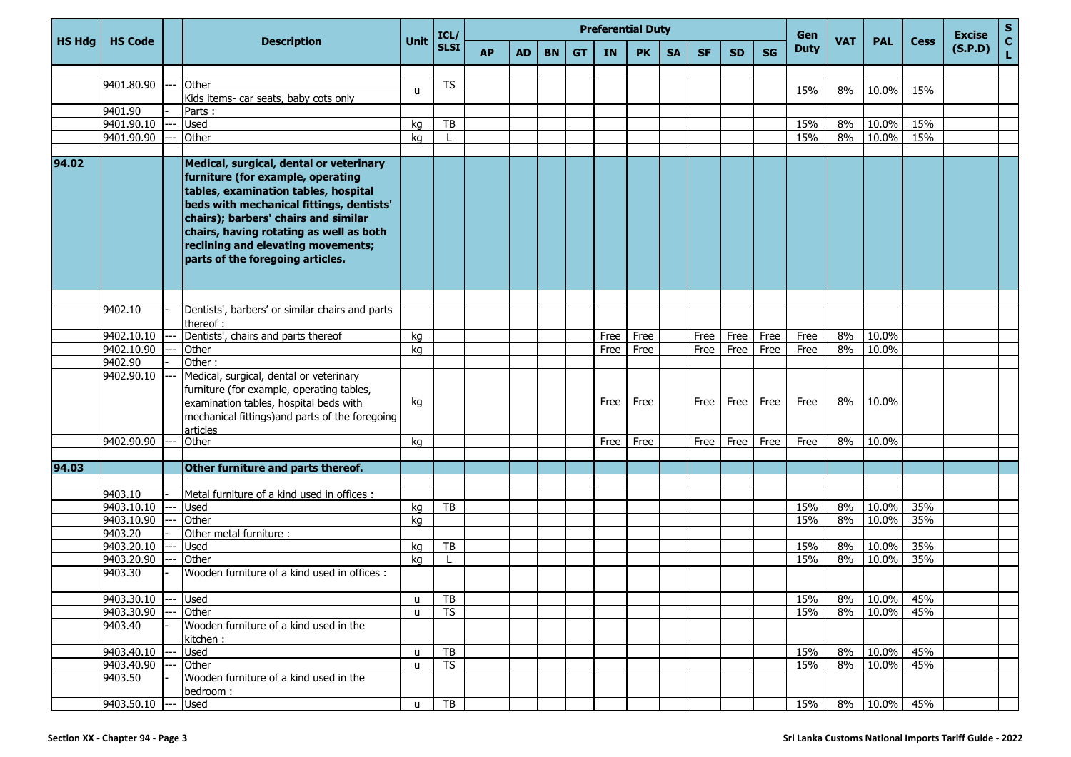| HS Hdg | HS Code | | Description | Unit | ICL/ SLSI | Preferential Duty | | | | | | | | | | Gen Duty | VAT | PAL | Cess | Excise (S.P.D) | S C L |
|---|---|---|---|---|---|---|---|---|---|---|---|---|---|---|---|---|---|---|---|---|---|
| | | | | | | AP | AD | BN | GT | IN | PK | SA | SF | SD | SG | | | | | | |
| | 9401.80.90 | --- | Other<br>Kids items- car seats, baby cots only | u | TS | | | | | | | | | | | 15% | 8% | 10.0% | 15% | | |
| | 9401.90 | - | Parts : | | | | | | | | | | | | | | | | | | |
| | 9401.90.10 | --- | Used | kg | TB | | | | | | | | | | | 15% | 8% | 10.0% | 15% | | |
| | 9401.90.90 | --- | Other | kg | L | | | | | | | | | | | 15% | 8% | 10.0% | 15% | | |
| **94.02** | | | **Medical, surgical, dental or veterinary furniture (for example, operating tables, examination tables, hospital beds with mechanical fittings, dentists' chairs); barbers' chairs and similar chairs, having rotating as well as both reclining and elevating movements; parts of the foregoing articles.** | | | | | | | | | | | | | | | | | | |
| | 9402.10 | - | Dentists', barbers' or similar chairs and parts thereof : | | | | | | | | | | | | | | | | | | |
| | 9402.10.10 | --- | Dentists', chairs and parts thereof | kg | | | | | | Free | Free | | Free | Free | Free | Free | 8% | 10.0% | | | |
| | 9402.10.90 | --- | Other | kg | | | | | | Free | Free | | Free | Free | Free | Free | 8% | 10.0% | | | |
| | 9402.90 | - | Other : | | | | | | | | | | | | | | | | | | |
| | 9402.90.10 | --- | Medical, surgical, dental or veterinary furniture (for example, operating tables, examination tables, hospital beds with mechanical fittings)and parts of the foregoing articles | kg | | | | | | Free | Free | | Free | Free | Free | Free | 8% | 10.0% | | | |
| | 9402.90.90 | --- | Other | kg | | | | | | Free | Free | | Free | Free | Free | Free | 8% | 10.0% | | | |
| **94.03** | | | **Other furniture and parts thereof.** | | | | | | | | | | | | | | | | | | |
| | 9403.10 | - | Metal furniture of a kind used in offices : | | | | | | | | | | | | | | | | | | |
| | 9403.10.10 | --- | Used | kg | TB | | | | | | | | | | | 15% | 8% | 10.0% | 35% | | |
| | 9403.10.90 | --- | Other | kg | | | | | | | | | | | | 15% | 8% | 10.0% | 35% | | |
| | 9403.20 | - | Other metal furniture : | | | | | | | | | | | | | | | | | | |
| | 9403.20.10 | --- | Used | kg | TB | | | | | | | | | | | 15% | 8% | 10.0% | 35% | | |
| | 9403.20.90 | --- | Other | kg | L | | | | | | | | | | | 15% | 8% | 10.0% | 35% | | |
| | 9403.30 | - | Wooden furniture of a kind used in offices : | | | | | | | | | | | | | | | | | | |
| | 9403.30.10 | --- | Used | u | TB | | | | | | | | | | | 15% | 8% | 10.0% | 45% | | |
| | 9403.30.90 | --- | Other | u | TS | | | | | | | | | | | 15% | 8% | 10.0% | 45% | | |
| | 9403.40 | - | Wooden furniture of a kind used in the kitchen : | | | | | | | | | | | | | | | | | | |
| | 9403.40.10 | --- | Used | u | TB | | | | | | | | | | | 15% | 8% | 10.0% | 45% | | |
| | 9403.40.90 | --- | Other | u | TS | | | | | | | | | | | 15% | 8% | 10.0% | 45% | | |
| | 9403.50 | - | Wooden furniture of a kind used in the bedroom : | | | | | | | | | | | | | | | | | | |
| | 9403.50.10 | --- | Used | u | TB | | | | | | | | | | | 15% | 8% | 10.0% | 45% | | |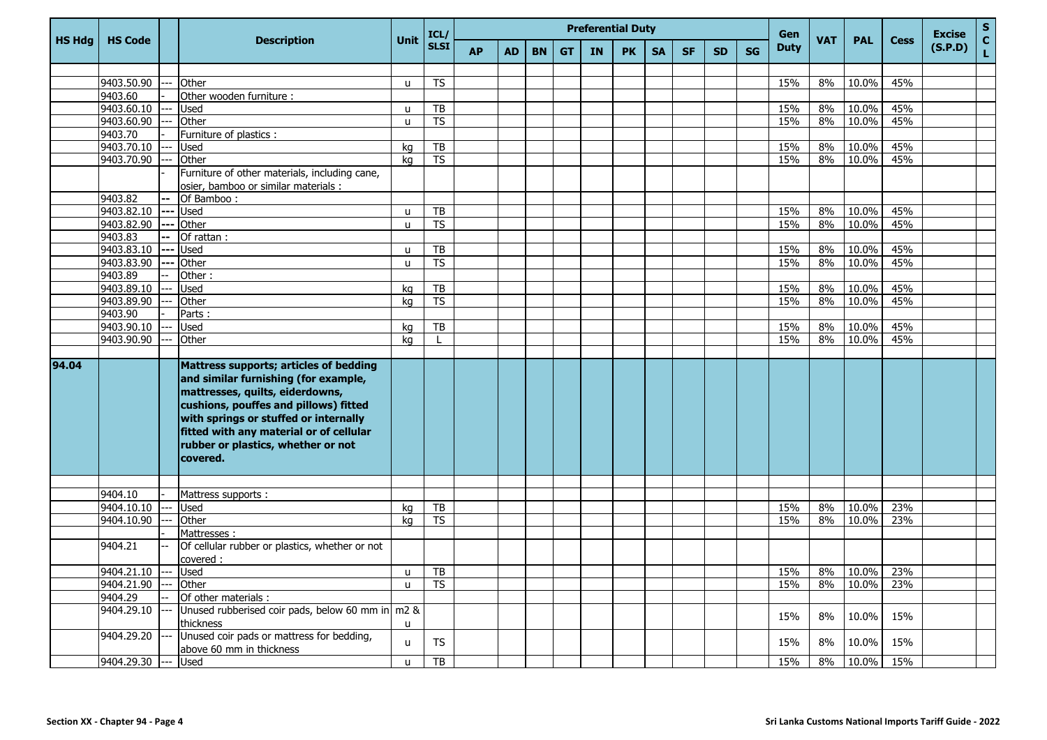| HS Hdg | HS Code | | Description | Unit | ICL/ SLSI | Preferential Duty | | | | | | | | | | Gen Duty | VAT | PAL | Cess | Excise (S.P.D) | S C L |
|---|---|---|---|---|---|---|---|---|---|---|---|---|---|---|---|---|---|---|---|---|---|
| | | | | | | AP | AD | BN | GT | IN | PK | SA | SF | SD | SG | | | | | | |
| | 9403.50.90 | --- | Other | u | TS | | | | | | | | | | | 15% | 8% | 10.0% | 45% | | |
| | 9403.60 | - | Other wooden furniture : | | | | | | | | | | | | | | | | | | |
| | 9403.60.10 | --- | Used | u | TB | | | | | | | | | | | 15% | 8% | 10.0% | 45% | | |
| | 9403.60.90 | --- | Other | u | TS | | | | | | | | | | | 15% | 8% | 10.0% | 45% | | |
| | 9403.70 | - | Furniture of plastics : | | | | | | | | | | | | | | | | | | |
| | 9403.70.10 | --- | Used | kg | TB | | | | | | | | | | | 15% | 8% | 10.0% | 45% | | |
| | 9403.70.90 | --- | Other | kg | TS | | | | | | | | | | | 15% | 8% | 10.0% | 45% | | |
| | | - | Furniture of other materials, including cane, osier, bamboo or similar materials : | | | | | | | | | | | | | | | | | | |
| | 9403.82 | -- | Of Bamboo : | | | | | | | | | | | | | | | | | | |
| | 9403.82.10 | --- | Used | u | TB | | | | | | | | | | | 15% | 8% | 10.0% | 45% | | |
| | 9403.82.90 | --- | Other | u | TS | | | | | | | | | | | 15% | 8% | 10.0% | 45% | | |
| | 9403.83 | -- | Of rattan : | | | | | | | | | | | | | | | | | | |
| | 9403.83.10 | --- | Used | u | TB | | | | | | | | | | | 15% | 8% | 10.0% | 45% | | |
| | 9403.83.90 | --- | Other | u | TS | | | | | | | | | | | 15% | 8% | 10.0% | 45% | | |
| | 9403.89 | -- | Other : | | | | | | | | | | | | | | | | | | |
| | 9403.89.10 | --- | Used | kg | TB | | | | | | | | | | | 15% | 8% | 10.0% | 45% | | |
| | 9403.89.90 | --- | Other | kg | TS | | | | | | | | | | | 15% | 8% | 10.0% | 45% | | |
| | 9403.90 | - | Parts : | | | | | | | | | | | | | | | | | | |
| | 9403.90.10 | --- | Used | kg | TB | | | | | | | | | | | 15% | 8% | 10.0% | 45% | | |
| | 9403.90.90 | --- | Other | kg | L | | | | | | | | | | | 15% | 8% | 10.0% | 45% | | |
| **94.04** | | | **Mattress supports; articles of bedding and similar furnishing (for example, mattresses, quilts, eiderdowns, cushions, pouffes and pillows) fitted with springs or stuffed or internally fitted with any material or of cellular rubber or plastics, whether or not covered.** | | | | | | | | | | | | | | | | | | |
| | 9404.10 | - | Mattress supports : | | | | | | | | | | | | | | | | | | |
| | 9404.10.10 | --- | Used | kg | TB | | | | | | | | | | | 15% | 8% | 10.0% | 23% | | |
| | 9404.10.90 | --- | Other | kg | TS | | | | | | | | | | | 15% | 8% | 10.0% | 23% | | |
| | | - | Mattresses : | | | | | | | | | | | | | | | | | | |
| | 9404.21 | -- | Of cellular rubber or plastics, whether or not covered : | | | | | | | | | | | | | | | | | | |
| | 9404.21.10 | --- | Used | u | TB | | | | | | | | | | | 15% | 8% | 10.0% | 23% | | |
| | 9404.21.90 | --- | Other | u | TS | | | | | | | | | | | 15% | 8% | 10.0% | 23% | | |
| | 9404.29 | -- | Of other materials : | | | | | | | | | | | | | | | | | | |
| | 9404.29.10 | --- | Unused rubberised coir pads, below 60 mm in thickness | m2 & u | | | | | | | | | | | | 15% | 8% | 10.0% | 15% | | |
| | 9404.29.20 | --- | Unused coir pads or mattress for bedding, above 60 mm in thickness | u | TS | | | | | | | | | | | 15% | 8% | 10.0% | 15% | | |
| | 9404.29.30 | --- | Used | u | TB | | | | | | | | | | | 15% | 8% | 10.0% | 15% | | |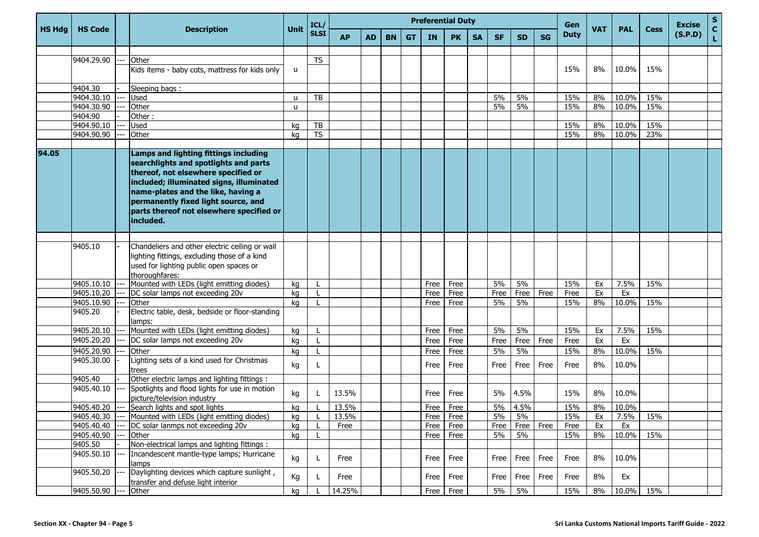| HS Hdg | HS Code | | Description | Unit | ICL/ SLSI | Preferential Duty | | | | | | | | | | Gen Duty | VAT | PAL | Cess | Excise (S.P.D) | SCL |
|---|---|---|---|---|---|---|---|---|---|---|---|---|---|---|---|---|---|---|---|---|---|
| | | | | | | AP | AD | BN | GT | IN | PK | SA | SF | SD | SG | | | | | | |
| | 9404.29.90 | --- | Other<br>Kids items - baby cots, mattress for kids only | u | TS | | | | | | | | | | | 15% | 8% | 10.0% | 15% | | |
| | 9404.30 | - | Sleeping bags : | | | | | | | | | | | | | | | | | | |
| | 9404.30.10 | --- | Used | u | TB | | | | | | | | 5% | 5% | | 15% | 8% | 10.0% | 15% | | |
| | 9404.30.90 | --- | Other | u | | | | | | | | | 5% | 5% | | 15% | 8% | 10.0% | 15% | | |
| | 9404.90 | - | Other : | | | | | | | | | | | | | | | | | | |
| | 9404.90.10 | --- | Used | kg | TB | | | | | | | | | | | 15% | 8% | 10.0% | 15% | | |
| | 9404.90.90 | --- | Other | kg | TS | | | | | | | | | | | 15% | 8% | 10.0% | 23% | | |
| **94.05** | | | **Lamps and lighting fittings including searchlights and spotlights and parts thereof, not elsewhere specified or included; illuminated signs, illuminated name-plates and the like, having a permanently fixed light source, and parts thereof not elsewhere specified or included.** | | | | | | | | | | | | | | | | | | |
| | 9405.10 | - | Chandeliers and other electric ceiling or wall lighting fittings, excluding those of a kind used for lighting public open spaces or thoroughfares: | | | | | | | | | | | | | | | | | | |
| | 9405.10.10 | --- | Mounted with LEDs (light emitting diodes) | kg | L | | | | | Free | Free | | 5% | 5% | | 15% | Ex | 7.5% | 15% | | |
| | 9405.10.20 | --- | DC solar lamps not exceeding 20v | kg | L | | | | | Free | Free | | Free | Free | Free | Free | Ex | Ex | | | |
| | 9405.10.90 | --- | Other | kg | L | | | | | Free | Free | | 5% | 5% | | 15% | 8% | 10.0% | 15% | | |
| | 9405.20 | - | Electric table, desk, bedside or floor-standing lamps: | | | | | | | | | | | | | | | | | | |
| | 9405.20.10 | --- | Mounted with LEDs (light emitting diodes) | kg | L | | | | | Free | Free | | 5% | 5% | | 15% | Ex | 7.5% | 15% | | |
| | 9405.20.20 | --- | DC solar lamps not exceeding 20v | kg | L | | | | | Free | Free | | Free | Free | Free | Free | Ex | Ex | | | |
| | 9405.20.90 | --- | Other | kg | L | | | | | Free | Free | | 5% | 5% | | 15% | 8% | 10.0% | 15% | | |
| | 9405.30.00 | - | Lighting sets of a kind used for Christmas trees | kg | L | | | | | Free | Free | | Free | Free | Free | Free | 8% | 10.0% | | | |
| | 9405.40 | - | Other electric lamps and lighting fittings : | | | | | | | | | | | | | | | | | | |
| | 9405.40.10 | --- | Spotlights and flood lights for use in motion picture/television industry | kg | L | 13.5% | | | | Free | Free | | 5% | 4.5% | | 15% | 8% | 10.0% | | | |
| | 9405.40.20 | --- | Search lights and spot lights | kg | L | 13.5% | | | | Free | Free | | 5% | 4.5% | | 15% | 8% | 10.0% | | | |
| | 9405.40.30 | --- | Mounted with LEDs (light emitting diodes) | kg | L | 13.5% | | | | Free | Free | | 5% | 5% | | 15% | Ex | 7.5% | 15% | | |
| | 9405.40.40 | --- | DC solar lanmps not exceeding 20v | kg | L | Free | | | | Free | Free | | Free | Free | Free | Free | Ex | Ex | | | |
| | 9405.40.90 | --- | Other | kg | L | | | | | Free | Free | | 5% | 5% | | 15% | 8% | 10.0% | 15% | | |
| | 9405.50 | - | Non-electrical lamps and lighting fittings : | | | | | | | | | | | | | | | | | | |
| | 9405.50.10 | --- | Incandescent mantle-type lamps; Hurricane lamps | kg | L | Free | | | | Free | Free | | Free | Free | Free | Free | 8% | 10.0% | | | |
| | 9405.50.20 | --- | Daylighting devices which capture sunlight , transfer and defuse light interior | Kg | L | Free | | | | Free | Free | | Free | Free | Free | Free | 8% | Ex | | | |
| | 9405.50.90 | --- | Other | kg | L | 14.25% | | | | Free | Free | | 5% | 5% | | 15% | 8% | 10.0% | 15% | | |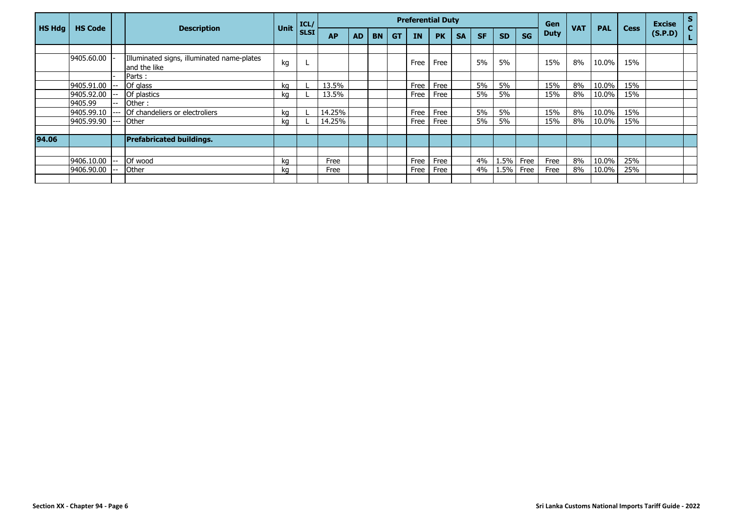| HS Hdg | HS Code | | Description | Unit | ICL/ SLSI | Preferential Duty | | | | | | | | | | Gen Duty | VAT | PAL | Cess | Excise (S.P.D) | S C L |
|---|---|---|---|---|---|---|---|---|---|---|---|---|---|---|---|---|---|---|---|---|---|
| | | | | | | AP | AD | BN | GT | IN | PK | SA | SF | SD | SG | | | | | | |
| | | | | | | | | | | | | | | | | | | | | | |
| | 9405.60.00 | - | Illuminated signs, illuminated name-plates and the like | kg | L | | | | | Free | Free | | 5% | 5% | | 15% | 8% | 10.0% | 15% | | |
| | | - | Parts : | | | | | | | | | | | | | | | | | | |
| | 9405.91.00 | -- | Of glass | kg | L | 13.5% | | | | Free | Free | | 5% | 5% | | 15% | 8% | 10.0% | 15% | | |
| | 9405.92.00 | -- | Of plastics | kg | L | 13.5% | | | | Free | Free | | 5% | 5% | | 15% | 8% | 10.0% | 15% | | |
| | 9405.99 | -- | Other : | | | | | | | | | | | | | | | | | | |
| | 9405.99.10 | --- | Of chandeliers or electroliers | kg | L | 14.25% | | | | Free | Free | | 5% | 5% | | 15% | 8% | 10.0% | 15% | | |
| | 9405.99.90 | --- | Other | kg | L | 14.25% | | | | Free | Free | | 5% | 5% | | 15% | 8% | 10.0% | 15% | | |
| | | | | | | | | | | | | | | | | | | | | | |
| **94.06** | | | **Prefabricated buildings.** | | | | | | | | | | | | | | | | | | |
| | | | | | | | | | | | | | | | | | | | | | |
| | 9406.10.00 | -- | Of wood | kg | | Free | | | | Free | Free | | 4% | 1.5% | Free | Free | 8% | 10.0% | 25% | | |
| | 9406.90.00 | -- | Other | kg | | Free | | | | Free | Free | | 4% | 1.5% | Free | Free | 8% | 10.0% | 25% | | |